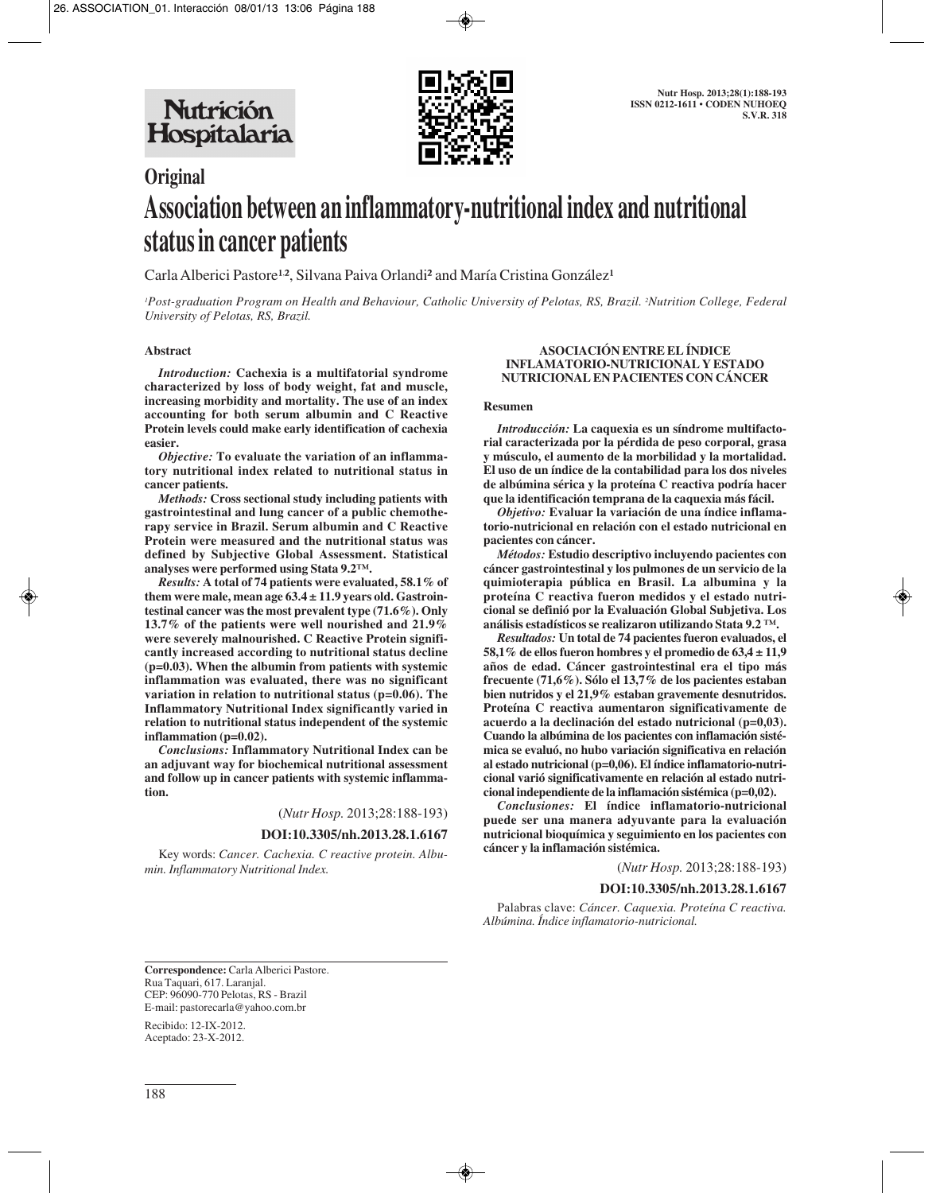## Original

# Association between an inflammatory-nutritional index and nutritional status in cancer patients

Carla Alberici Pastore[1,2], Silvana Paiva Orlandi[2] and María Cristina González[1]

[1]*Post-graduation Program on Health and Behaviour, Catholic University of Pelotas, RS, Brazil.* [2]*Nutrition College, Federal University of Pelotas, RS, Brazil.*

### Abstract

***Introduction:*** **Cachexia is a multifatorial syndrome characterized by loss of body weight, fat and muscle, increasing morbidity and mortality. The use of an index accounting for both serum albumin and C Reactive Protein levels could make early identification of cachexia easier.**

***Objective:*** **To evaluate the variation of an inflammatory nutritional index related to nutritional status in cancer patients.**

***Methods:*** **Cross sectional study including patients with gastrointestinal and lung cancer of a public chemotherapy service in Brazil. Serum albumin and C Reactive Protein were measured and the nutritional status was defined by Subjective Global Assessment. Statistical analyses were performed using Stata 9.2™.**

***Results:*** **A total of 74 patients were evaluated, 58.1% of them were male, mean age 63.4 ± 11.9 years old. Gastrointestinal cancer was the most prevalent type (71.6%). Only 13.7% of the patients were well nourished and 21.9% were severely malnourished. C Reactive Protein significantly increased according to nutritional status decline (p=0.03). When the albumin from patients with systemic inflammation was evaluated, there was no significant variation in relation to nutritional status (p=0.06). The Inflammatory Nutritional Index significantly varied in relation to nutritional status independent of the systemic inflammation (p=0.02).**

***Conclusions:*** **Inflammatory Nutritional Index can be an adjuvant way for biochemical nutritional assessment and follow up in cancer patients with systemic inflammation.**

(*Nutr Hosp.* 2013;28:188-193)

**DOI:10.3305/nh.2013.28.1.6167**

Key words: *Cancer. Cachexia. C reactive protein. Albumin. Inflammatory Nutritional Index.*

### ASOCIACIÓN ENTRE EL ÍNDICE INFLAMATORIO-NUTRICIONAL Y ESTADO NUTRICIONAL EN PACIENTES CON CÁNCER

### Resumen

***Introducción:*** **La caquexia es un síndrome multifactorial caracterizada por la pérdida de peso corporal, grasa y músculo, el aumento de la morbilidad y la mortalidad. El uso de un índice de la contabilidad para los dos niveles de albúmina sérica y la proteína C reactiva podría hacer que la identificación temprana de la caquexia más fácil.**

***Objetivo:*** **Evaluar la variación de una índice inflamatorio-nutricional en relación con el estado nutricional en pacientes con cáncer.**

***Métodos:*** **Estudio descriptivo incluyendo pacientes con cáncer gastrointestinal y los pulmones de un servicio de la quimioterapia pública en Brasil. La albumina y la proteína C reactiva fueron medidos y el estado nutricional se definió por la Evaluación Global Subjetiva. Los análisis estadísticos se realizaron utilizando Stata 9.2 ™.**

***Resultados:*** **Un total de 74 pacientes fueron evaluados, el 58,1% de ellos fueron hombres y el promedio de 63,4 ± 11,9 años de edad. Cáncer gastrointestinal era el tipo más frecuente (71,6%). Sólo el 13,7% de los pacientes estaban bien nutridos y el 21,9% estaban gravemente desnutridos. Proteína C reactiva aumentaron significativamente de acuerdo a la declinación del estado nutricional (p=0,03). Cuando la albúmina de los pacientes con inflamación sistémica se evaluó, no hubo variación significativa en relación al estado nutricional (p=0,06). El índice inflamatorio-nutricional varió significativamente en relación al estado nutricional independiente de la inflamación sistémica (p=0,02).**

***Conclusiones:*** **El índice inflamatorio-nutricional puede ser una manera adyuvante para la evaluación nutricional bioquímica y seguimiento en los pacientes con cáncer y la inflamación sistémica.**

(*Nutr Hosp.* 2013;28:188-193)

**DOI:10.3305/nh.2013.28.1.6167**

Palabras clave: *Cáncer. Caquexia. Proteína C reactiva. Albúmina. Índice inflamatorio-nutricional.*

---

**Correspondence:** Carla Alberici Pastore.
Rua Taquari, 617. Laranjal.
CEP: 96090-770 Pelotas, RS - Brazil
E-mail: pastorecarla@yahoo.com.br

Recibido: 12-IX-2012.
Aceptado: 23-X-2012.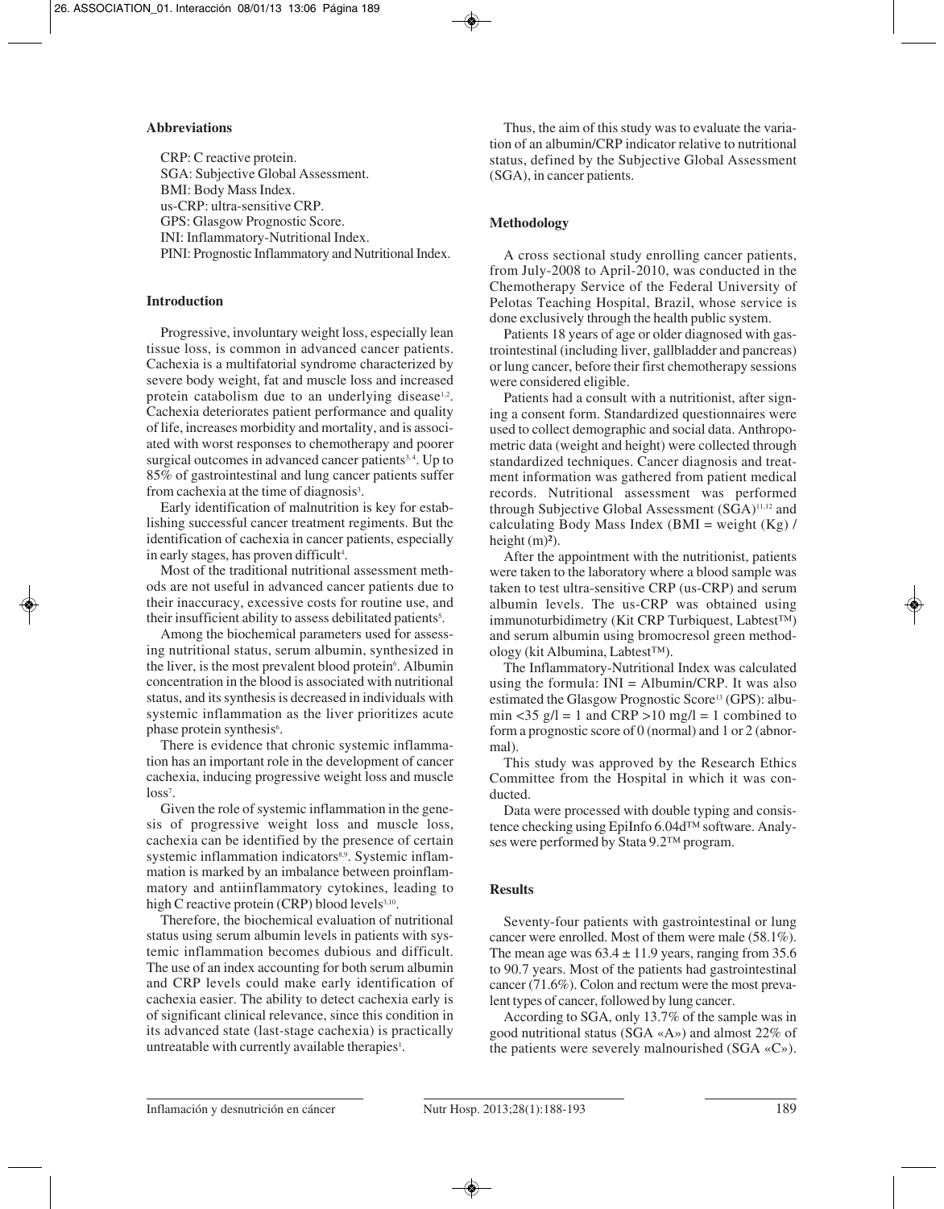### Abbreviations

CRP: C reactive protein.
SGA: Subjective Global Assessment.
BMI: Body Mass Index.
us-CRP: ultra-sensitive CRP.
GPS: Glasgow Prognostic Score.
INI: Inflammatory-Nutritional Index.
PINI: Prognostic Inflammatory and Nutritional Index.

### Introduction

Progressive, involuntary weight loss, especially lean tissue loss, is common in advanced cancer patients. Cachexia is a multifatorial syndrome characterized by severe body weight, fat and muscle loss and increased protein catabolism due to an underlying disease[1,2]. Cachexia deteriorates patient performance and quality of life, increases morbidity and mortality, and is associated with worst responses to chemotherapy and poorer surgical outcomes in advanced cancer patients[3,4]. Up to 85% of gastrointestinal and lung cancer patients suffer from cachexia at the time of diagnosis[3].

Early identification of malnutrition is key for establishing successful cancer treatment regiments. But the identification of cachexia in cancer patients, especially in early stages, has proven difficult[4].

Most of the traditional nutritional assessment methods are not useful in advanced cancer patients due to their inaccuracy, excessive costs for routine use, and their insufficient ability to assess debilitated patients[5].

Among the biochemical parameters used for assessing nutritional status, serum albumin, synthesized in the liver, is the most prevalent blood protein[6]. Albumin concentration in the blood is associated with nutritional status, and its synthesis is decreased in individuals with systemic inflammation as the liver prioritizes acute phase protein synthesis[6].

There is evidence that chronic systemic inflammation has an important role in the development of cancer cachexia, inducing progressive weight loss and muscle loss[7].

Given the role of systemic inflammation in the genesis of progressive weight loss and muscle loss, cachexia can be identified by the presence of certain systemic inflammation indicators[8,9]. Systemic inflammation is marked by an imbalance between proinflammatory and antiinflammatory cytokines, leading to high C reactive protein (CRP) blood levels[3,10].

Therefore, the biochemical evaluation of nutritional status using serum albumin levels in patients with systemic inflammation becomes dubious and difficult. The use of an index accounting for both serum albumin and CRP levels could make early identification of cachexia easier. The ability to detect cachexia early is of significant clinical relevance, since this condition in its advanced state (last-stage cachexia) is practically untreatable with currently available therapies[1].

Thus, the aim of this study was to evaluate the variation of an albumin/CRP indicator relative to nutritional status, defined by the Subjective Global Assessment (SGA), in cancer patients.

### Methodology

A cross sectional study enrolling cancer patients, from July-2008 to April-2010, was conducted in the Chemotherapy Service of the Federal University of Pelotas Teaching Hospital, Brazil, whose service is done exclusively through the health public system.

Patients 18 years of age or older diagnosed with gastrointestinal (including liver, gallbladder and pancreas) or lung cancer, before their first chemotherapy sessions were considered eligible.

Patients had a consult with a nutritionist, after signing a consent form. Standardized questionnaires were used to collect demographic and social data. Anthropometric data (weight and height) were collected through standardized techniques. Cancer diagnosis and treatment information was gathered from patient medical records. Nutritional assessment was performed through Subjective Global Assessment (SGA)[11,12] and calculating Body Mass Index (BMI = weight (Kg) / height (m)$^2$).

After the appointment with the nutritionist, patients were taken to the laboratory where a blood sample was taken to test ultra-sensitive CRP (us-CRP) and serum albumin levels. The us-CRP was obtained using immunoturbidimetry (Kit CRP Turbiquest, Labtest™) and serum albumin using bromocresol green methodology (kit Albumina, Labtest™).

The Inflammatory-Nutritional Index was calculated using the formula: INI = Albumin/CRP. It was also estimated the Glasgow Prognostic Score[13] (GPS): albumin $<35$ g/l = 1 and CRP $>10$ mg/l = 1 combined to form a prognostic score of 0 (normal) and 1 or 2 (abnormal).

This study was approved by the Research Ethics Committee from the Hospital in which it was conducted.

Data were processed with double typing and consistence checking using EpiInfo 6.04d™ software. Analyses were performed by Stata 9.2™ program.

### Results

Seventy-four patients with gastrointestinal or lung cancer were enrolled. Most of them were male (58.1%). The mean age was $63.4 \pm 11.9$ years, ranging from 35.6 to 90.7 years. Most of the patients had gastrointestinal cancer (71.6%). Colon and rectum were the most prevalent types of cancer, followed by lung cancer.

According to SGA, only 13.7% of the sample was in good nutritional status (SGA «A») and almost 22% of the patients were severely malnourished (SGA «C»).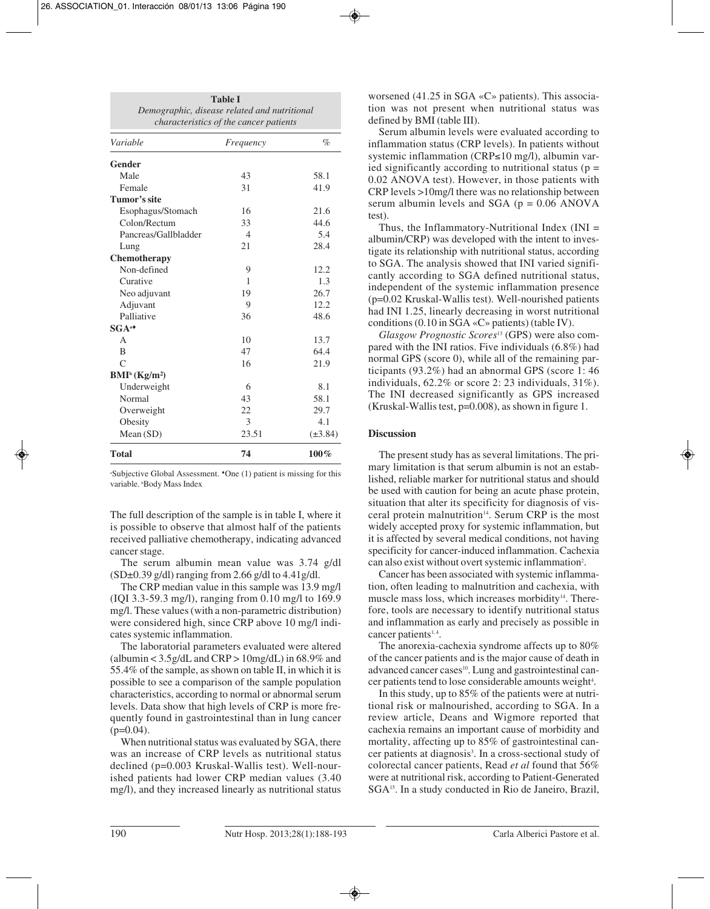**Table I**
*Demographic, disease related and nutritional characteristics of the cancer patients*

| Variable | Frequency | % |
|---|---|---|
| **Gender** | | |
| Male | 43 | 58.1 |
| Female | 31 | 41.9 |
| **Tumor's site** | | |
| Esophagus/Stomach | 16 | 21.6 |
| Colon/Rectum | 33 | 44.6 |
| Pancreas/Gallbladder | 4 | 5.4 |
| Lung | 21 | 28.4 |
| **Chemotherapy** | | |
| Non-defined | 9 | 12.2 |
| Curative | 1 | 1.3 |
| Neo adjuvant | 19 | 26.7 |
| Adjuvant | 9 | 12.2 |
| Palliative | 36 | 48.6 |
| **SGA[a]♦** | | |
| A | 10 | 13.7 |
| B | 47 | 64.4 |
| C | 16 | 21.9 |
| **BMI[b] (Kg/m²)** | | |
| Underweight | 6 | 8.1 |
| Normal | 43 | 58.1 |
| Overweight | 22 | 29.7 |
| Obesity | 3 | 4.1 |
| Mean (SD) | 23.51 | (±3.84) |
| **Total** | **74** | **100%** |

[a]Subjective Global Assessment. ♦One (1) patient is missing for this variable. [b]Body Mass Index

The full description of the sample is in table I, where it is possible to observe that almost half of the patients received palliative chemotherapy, indicating advanced cancer stage.

The serum albumin mean value was 3.74 g/dl (SD±0.39 g/dl) ranging from 2.66 g/dl to 4.41g/dl.

The CRP median value in this sample was 13.9 mg/l (IQI 3.3-59.3 mg/l), ranging from 0.10 mg/l to 169.9 mg/l. These values (with a non-parametric distribution) were considered high, since CRP above 10 mg/l indicates systemic inflammation.

The laboratorial parameters evaluated were altered (albumin < 3.5g/dL and CRP > 10mg/dL) in 68.9% and 55.4% of the sample, as shown on table II, in which it is possible to see a comparison of the sample population characteristics, according to normal or abnormal serum levels. Data show that high levels of CRP is more frequently found in gastrointestinal than in lung cancer ($p=0.04$).

When nutritional status was evaluated by SGA, there was an increase of CRP levels as nutritional status declined ($p=0.003$ Kruskal-Wallis test). Well-nourished patients had lower CRP median values (3.40 mg/l), and they increased linearly as nutritional status worsened (41.25 in SGA «C» patients). This association was not present when nutritional status was defined by BMI (table III).

Serum albumin levels were evaluated according to inflammation status (CRP levels). In patients without systemic inflammation (CRP≤10 mg/l), albumin varied significantly according to nutritional status ($p = 0.02$ ANOVA test). However, in those patients with CRP levels >10mg/l there was no relationship between serum albumin levels and SGA ($p = 0.06$ ANOVA test).

Thus, the Inflammatory-Nutritional Index (INI = albumin/CRP) was developed with the intent to investigate its relationship with nutritional status, according to SGA. The analysis showed that INI varied significantly according to SGA defined nutritional status, independent of the systemic inflammation presence ($p=0.02$ Kruskal-Wallis test). Well-nourished patients had INI 1.25, linearly decreasing in worst nutritional conditions (0.10 in SGA «C» patients) (table IV).

*Glasgow Prognostic Scores*[13] (GPS) were also compared with the INI ratios. Five individuals (6.8%) had normal GPS (score 0), while all of the remaining participants (93.2%) had an abnormal GPS (score 1: 46 individuals, 62.2% or score 2: 23 individuals, 31%). The INI decreased significantly as GPS increased (Kruskal-Wallis test, $p=0.008$), as shown in figure 1.

## Discussion

The present study has as several limitations. The primary limitation is that serum albumin is not an established, reliable marker for nutritional status and should be used with caution for being an acute phase protein, situation that alter its specificity for diagnosis of visceral protein malnutrition[14]. Serum CRP is the most widely accepted proxy for systemic inflammation, but it is affected by several medical conditions, not having specificity for cancer-induced inflammation. Cachexia can also exist without overt systemic inflammation[2].

Cancer has been associated with systemic inflammation, often leading to malnutrition and cachexia, with muscle mass loss, which increases morbidity[14]. Therefore, tools are necessary to identify nutritional status and inflammation as early and precisely as possible in cancer patients[1,4].

The anorexia-cachexia syndrome affects up to 80% of the cancer patients and is the major cause of death in advanced cancer cases[10]. Lung and gastrointestinal cancer patients tend to lose considerable amounts weight[4].

In this study, up to 85% of the patients were at nutritional risk or malnourished, according to SGA. In a review article, Deans and Wigmore reported that cachexia remains an important cause of morbidity and mortality, affecting up to 85% of gastrointestinal cancer patients at diagnosis[3]. In a cross-sectional study of colorectal cancer patients, Read *et al* found that 56% were at nutritional risk, according to Patient-Generated SGA[15]. In a study conducted in Rio de Janeiro, Brazil,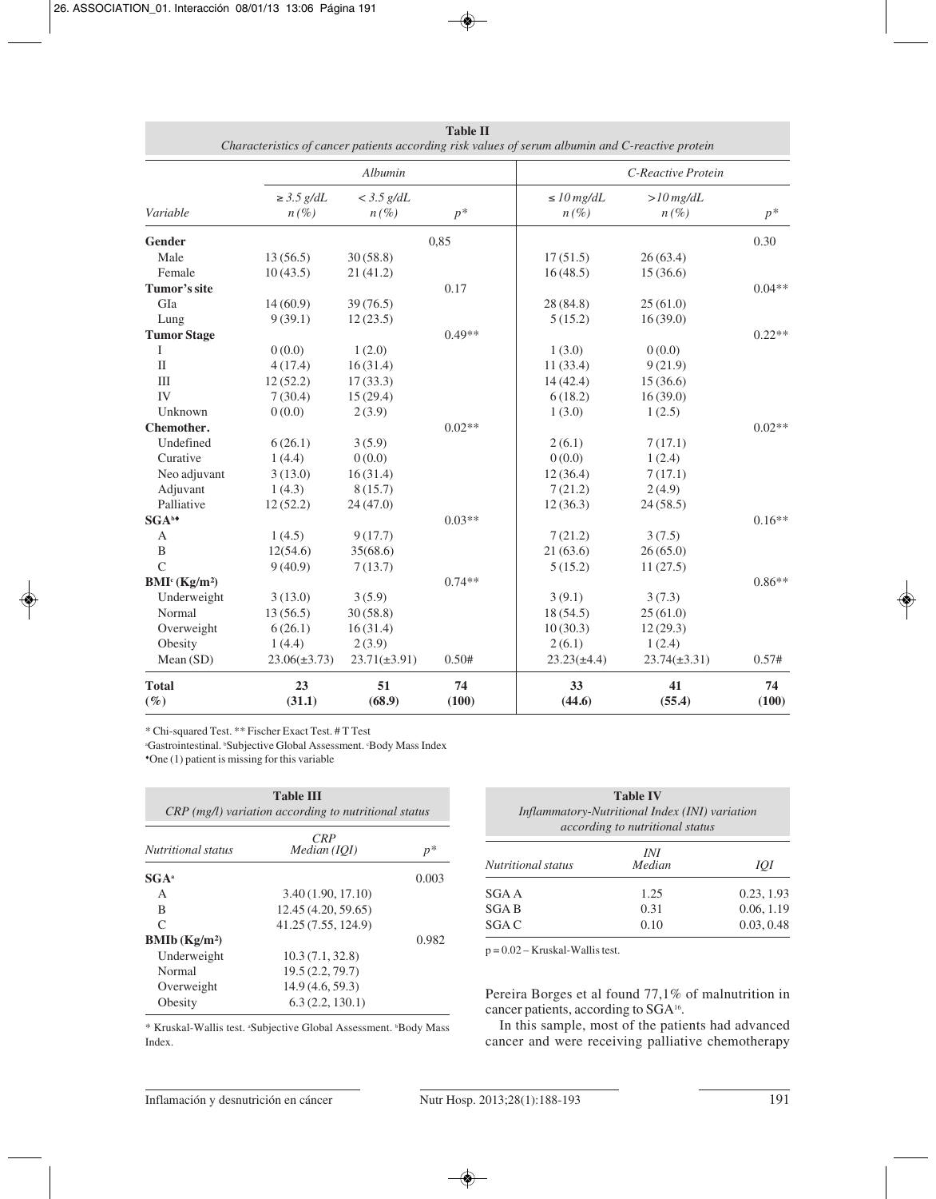**Table II**
*Characteristics of cancer patients according risk values of serum albumin and C-reactive protein*

| | *Albumin* | | | *C-Reactive Protein* | | |
|---|---|---|---|---|---|---|
| *Variable* | *≥ 3.5 g/dL* *n (%)* | *< 3.5 g/dL* *n (%)* | *p** | *≤ 10 mg/dL* *n (%)* | *>10 mg/dL* *n (%)* | *p** |
| **Gender** | | | 0,85 | | | 0.30 |
| Male | 13 (56.5) | 30 (58.8) | | 17 (51.5) | 26 (63.4) | |
| Female | 10 (43.5) | 21 (41.2) | | 16 (48.5) | 15 (36.6) | |
| **Tumor's site** | | | 0.17 | | | 0.04** |
| GI[a] | 14 (60.9) | 39 (76.5) | | 28 (84.8) | 25 (61.0) | |
| Lung | 9 (39.1) | 12 (23.5) | | 5 (15.2) | 16 (39.0) | |
| **Tumor Stage** | | | 0.49** | | | 0.22** |
| I | 0 (0.0) | 1 (2.0) | | 1 (3.0) | 0 (0.0) | |
| II | 4 (17.4) | 16 (31.4) | | 11 (33.4) | 9 (21.9) | |
| III | 12 (52.2) | 17 (33.3) | | 14 (42.4) | 15 (36.6) | |
| IV | 7 (30.4) | 15 (29.4) | | 6 (18.2) | 16 (39.0) | |
| Unknown | 0 (0.0) | 2 (3.9) | | 1 (3.0) | 1 (2.5) | |
| **Chemother.** | | | 0.02** | | | 0.02** |
| Undefined | 6 (26.1) | 3 (5.9) | | 2 (6.1) | 7 (17.1) | |
| Curative | 1 (4.4) | 0 (0.0) | | 0 (0.0) | 1 (2.4) | |
| Neo adjuvant | 3 (13.0) | 16 (31.4) | | 12 (36.4) | 7 (17.1) | |
| Adjuvant | 1 (4.3) | 8 (15.7) | | 7 (21.2) | 2 (4.9) | |
| Palliative | 12 (52.2) | 24 (47.0) | | 12 (36.3) | 24 (58.5) | |
| **SGA[b♦]** | | | 0.03** | | | 0.16** |
| A | 1 (4.5) | 9 (17.7) | | 7 (21.2) | 3 (7.5) | |
| B | 12(54.6) | 35(68.6) | | 21 (63.6) | 26 (65.0) | |
| C | 9 (40.9) | 7 (13.7) | | 5 (15.2) | 11 (27.5) | |
| **BMI[c] (Kg/m²)** | | | 0.74** | | | 0.86** |
| Underweight | 3 (13.0) | 3 (5.9) | | 3 (9.1) | 3 (7.3) | |
| Normal | 13 (56.5) | 30 (58.8) | | 18 (54.5) | 25 (61.0) | |
| Overweight | 6 (26.1) | 16 (31.4) | | 10 (30.3) | 12 (29.3) | |
| Obesity | 1 (4.4) | 2 (3.9) | | 2 (6.1) | 1 (2.4) | |
| Mean (SD) | 23.06(±3.73) | 23.71(±3.91) | 0.50# | 23.23(±4.4) | 23.74(±3.31) | 0.57# |
| **Total (%)** | **23 (31.1)** | **51 (68.9)** | **74 (100)** | **33 (44.6)** | **41 (55.4)** | **74 (100)** |

* Chi-squared Test. ** Fischer Exact Test. # T Test
[a]Gastrointestinal. [b]Subjective Global Assessment. [c]Body Mass Index
♦One (1) patient is missing for this variable

**Table III**
*CRP (mg/l) variation according to nutritional status*

| *Nutritional status* | *CRP Median (IQI)* | *p** |
|---|---|---|
| **SGA[a]** | | 0.003 |
| A | 3.40 (1.90, 17.10) | |
| B | 12.45 (4.20, 59.65) | |
| C | 41.25 (7.55, 124.9) | |
| **BMIb (Kg/m²)** | | 0.982 |
| Underweight | 10.3 (7.1, 32.8) | |
| Normal | 19.5 (2.2, 79.7) | |
| Overweight | 14.9 (4.6, 59.3) | |
| Obesity | 6.3 (2.2, 130.1) | |

* Kruskal-Wallis test. [a]Subjective Global Assessment. [b]Body Mass Index.

**Table IV**
*Inflammatory-Nutritional Index (INI) variation according to nutritional status*

| *Nutritional status* | *INI Median* | *IQI* |
|---|---|---|
| SGA A | 1.25 | 0.23, 1.93 |
| SGA B | 0.31 | 0.06, 1.19 |
| SGA C | 0.10 | 0.03, 0.48 |

p = 0.02 – Kruskal-Wallis test.

Pereira Borges et al found 77,1% of malnutrition in cancer patients, according to SGA[16].

In this sample, most of the patients had advanced cancer and were receiving palliative chemotherapy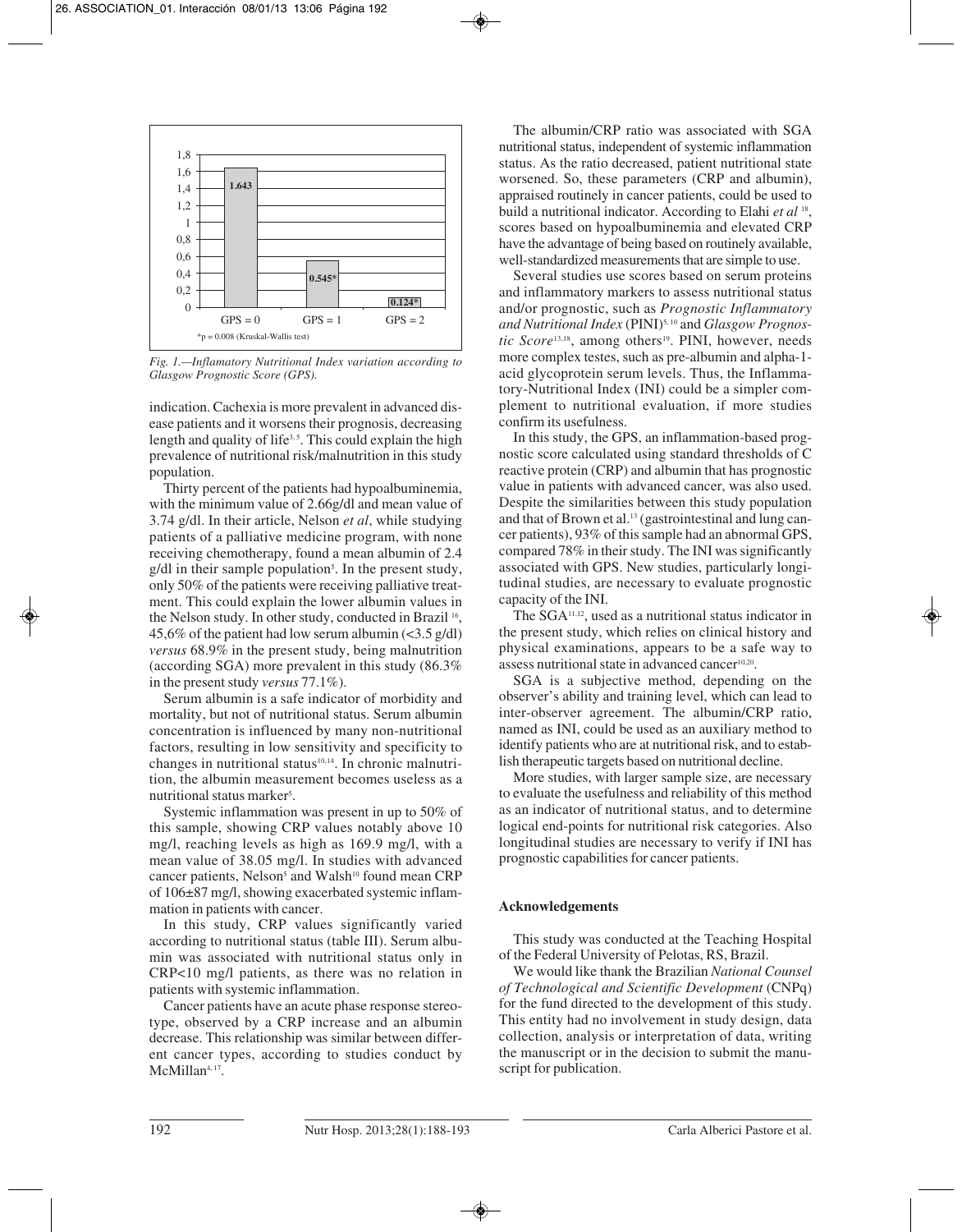*p = 0.008 (Kruskal-Wallis test)

*Fig. 1.—Inflamatory Nutritional Index variation according to Glasgow Prognostic Score (GPS).*

indication. Cachexia is more prevalent in advanced disease patients and it worsens their prognosis, decreasing length and quality of life[3,5]. This could explain the high prevalence of nutritional risk/malnutrition in this study population.

Thirty percent of the patients had hypoalbuminemia, with the minimum value of 2.66g/dl and mean value of 3.74 g/dl. In their article, Nelson *et al*, while studying patients of a palliative medicine program, with none receiving chemotherapy, found a mean albumin of 2.4 g/dl in their sample population[5]. In the present study, only 50% of the patients were receiving palliative treatment. This could explain the lower albumin values in the Nelson study. In other study, conducted in Brazil [16], 45,6% of the patient had low serum albumin (<3.5 g/dl) *versus* 68.9% in the present study, being malnutrition (according SGA) more prevalent in this study (86.3% in the present study *versus* 77.1%).

Serum albumin is a safe indicator of morbidity and mortality, but not of nutritional status. Serum albumin concentration is influenced by many non-nutritional factors, resulting in low sensitivity and specificity to changes in nutritional status[10,14]. In chronic malnutrition, the albumin measurement becomes useless as a nutritional status marker[5].

Systemic inflammation was present in up to 50% of this sample, showing CRP values notably above 10 mg/l, reaching levels as high as 169.9 mg/l, with a mean value of 38.05 mg/l. In studies with advanced cancer patients, Nelson[5] and Walsh[10] found mean CRP of 106±87 mg/l, showing exacerbated systemic inflammation in patients with cancer.

In this study, CRP values significantly varied according to nutritional status (table III). Serum albumin was associated with nutritional status only in CRP<10 mg/l patients, as there was no relation in patients with systemic inflammation.

Cancer patients have an acute phase response stereotype, observed by a CRP increase and an albumin decrease. This relationship was similar between different cancer types, according to studies conduct by McMillan[4,17].

The albumin/CRP ratio was associated with SGA nutritional status, independent of systemic inflammation status. As the ratio decreased, patient nutritional state worsened. So, these parameters (CRP and albumin), appraised routinely in cancer patients, could be used to build a nutritional indicator. According to Elahi *et al* [18], scores based on hypoalbuminemia and elevated CRP have the advantage of being based on routinely available, well-standardized measurements that are simple to use.

Several studies use scores based on serum proteins and inflammatory markers to assess nutritional status and/or prognostic, such as *Prognostic Inflammatory and Nutritional Index* (PINI)[5,10] and *Glasgow Prognostic Score*[13,18], among others[19]. PINI, however, needs more complex testes, such as pre-albumin and alpha-1-acid glycoprotein serum levels. Thus, the Inflammatory-Nutritional Index (INI) could be a simpler complement to nutritional evaluation, if more studies confirm its usefulness.

In this study, the GPS, an inflammation-based prognostic score calculated using standard thresholds of C reactive protein (CRP) and albumin that has prognostic value in patients with advanced cancer, was also used. Despite the similarities between this study population and that of Brown et al.[13] (gastrointestinal and lung cancer patients), 93% of this sample had an abnormal GPS, compared 78% in their study. The INI was significantly associated with GPS. New studies, particularly longitudinal studies, are necessary to evaluate prognostic capacity of the INI.

The SGA[11,12], used as a nutritional status indicator in the present study, which relies on clinical history and physical examinations, appears to be a safe way to assess nutritional state in advanced cancer[10,20].

SGA is a subjective method, depending on the observer's ability and training level, which can lead to inter-observer agreement. The albumin/CRP ratio, named as INI, could be used as an auxiliary method to identify patients who are at nutritional risk, and to establish therapeutic targets based on nutritional decline.

More studies, with larger sample size, are necessary to evaluate the usefulness and reliability of this method as an indicator of nutritional status, and to determine logical end-points for nutritional risk categories. Also longitudinal studies are necessary to verify if INI has prognostic capabilities for cancer patients.

## Acknowledgements

This study was conducted at the Teaching Hospital of the Federal University of Pelotas, RS, Brazil.

We would like thank the Brazilian *National Counsel of Technological and Scientific Development* (CNPq) for the fund directed to the development of this study. This entity had no involvement in study design, data collection, analysis or interpretation of data, writing the manuscript or in the decision to submit the manuscript for publication.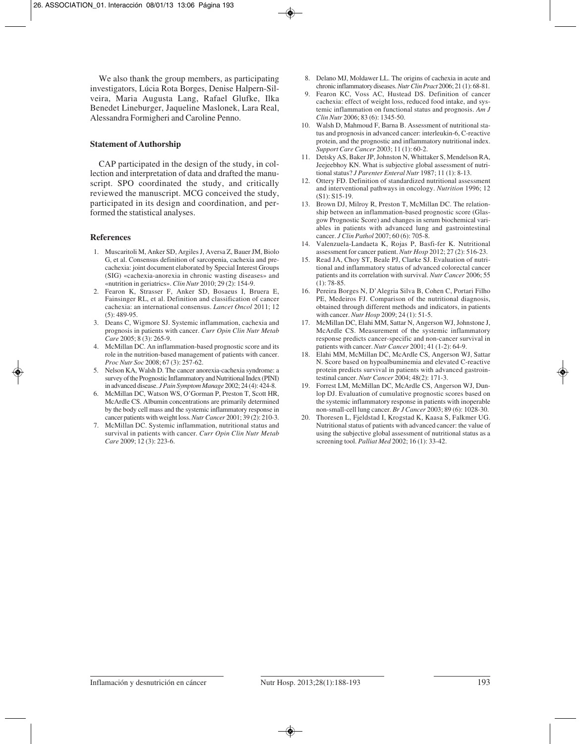We also thank the group members, as participating investigators, Lúcia Rota Borges, Denise Halpern-Silveira, Maria Augusta Lang, Rafael Glufke, Ilka Benedet Lineburger, Jaqueline Maslonek, Lara Real, Alessandra Formigheri and Caroline Penno.

### Statement of Authorship

CAP participated in the design of the study, in collection and interpretation of data and drafted the manuscript. SPO coordinated the study, and critically reviewed the manuscript. MCG conceived the study, participated in its design and coordination, and performed the statistical analyses.

### References

1. Muscaritoli M, Anker SD, Argiles J, Aversa Z, Bauer JM, Biolo G, et al. Consensus definition of sarcopenia, cachexia and pre-cachexia: joint document elaborated by Special Interest Groups (SIG) «cachexia-anorexia in chronic wasting diseases» and «nutrition in geriatrics». *Clin Nutr* 2010; 29 (2): 154-9.
2. Fearon K, Strasser F, Anker SD, Bosaeus I, Bruera E, Fainsinger RL, et al. Definition and classification of cancer cachexia: an international consensus. *Lancet Oncol* 2011; 12 (5): 489-95.
3. Deans C, Wigmore SJ. Systemic inflammation, cachexia and prognosis in patients with cancer. *Curr Opin Clin Nutr Metab Care* 2005; 8 (3): 265-9.
4. McMillan DC. An inflammation-based prognostic score and its role in the nutrition-based management of patients with cancer. *Proc Nutr Soc* 2008; 67 (3): 257-62.
5. Nelson KA, Walsh D. The cancer anorexia-cachexia syndrome: a survey of the Prognostic Inflammatory and Nutritional Index (PINI) in advanced disease. *J Pain Symptom Manage* 2002; 24 (4): 424-8.
6. McMillan DC, Watson WS, O'Gorman P, Preston T, Scott HR, McArdle CS. Albumin concentrations are primarily determined by the body cell mass and the systemic inflammatory response in cancer patients with weight loss. *Nutr Cancer* 2001; 39 (2): 210-3.
7. McMillan DC. Systemic inflammation, nutritional status and survival in patients with cancer. *Curr Opin Clin Nutr Metab Care* 2009; 12 (3): 223-6.
8. Delano MJ, Moldawer LL. The origins of cachexia in acute and chronic inflammatory diseases. *Nutr Clin Pract* 2006; 21 (1): 68-81.
9. Fearon KC, Voss AC, Hustead DS. Definition of cancer cachexia: effect of weight loss, reduced food intake, and systemic inflammation on functional status and prognosis. *Am J Clin Nutr* 2006; 83 (6): 1345-50.
10. Walsh D, Mahmoud F, Barna B. Assessment of nutritional status and prognosis in advanced cancer: interleukin-6, C-reactive protein, and the prognostic and inflammatory nutritional index. *Support Care Cancer* 2003; 11 (1): 60-2.
11. Detsky AS, Baker JP, Johnston N, Whittaker S, Mendelson RA, Jeejeebhoy KN. What is subjective global assessment of nutritional status? *J Parenter Enteral Nutr* 1987; 11 (1): 8-13.
12. Ottery FD. Definition of standardized nutritional assessment and interventional pathways in oncology. *Nutrition* 1996; 12 (S1): S15-19.
13. Brown DJ, Milroy R, Preston T, McMillan DC. The relationship between an inflammation-based prognostic score (Glasgow Prognostic Score) and changes in serum biochemical variables in patients with advanced lung and gastrointestinal cancer. *J Clin Pathol* 2007; 60 (6): 705-8.
14. Valenzuela-Landaeta K, Rojas P, Basfi-fer K. Nutritional assessment for cancer patient. *Nutr Hosp* 2012; 27 (2): 516-23.
15. Read JA, Choy ST, Beale PJ, Clarke SJ. Evaluation of nutritional and inflammatory status of advanced colorectal cancer patients and its correlation with survival. *Nutr Cancer* 2006; 55 (1): 78-85.
16. Pereira Borges N, D'Alegria Silva B, Cohen C, Portari Filho PE, Medeiros FJ. Comparison of the nutritional diagnosis, obtained through different methods and indicators, in patients with cancer. *Nutr Hosp* 2009; 24 (1): 51-5.
17. McMillan DC, Elahi MM, Sattar N, Angerson WJ, Johnstone J, McArdle CS. Measurement of the systemic inflammatory response predicts cancer-specific and non-cancer survival in patients with cancer. *Nutr Cancer* 2001; 41 (1-2): 64-9.
18. Elahi MM, McMillan DC, McArdle CS, Angerson WJ, Sattar N. Score based on hypoalbuminemia and elevated C-reactive protein predicts survival in patients with advanced gastrointestinal cancer. *Nutr Cancer* 2004; 48(2): 171-3.
19. Forrest LM, McMillan DC, McArdle CS, Angerson WJ, Dunlop DJ. Evaluation of cumulative prognostic scores based on the systemic inflammatory response in patients with inoperable non-small-cell lung cancer. *Br J Cancer* 2003; 89 (6): 1028-30.
20. Thoresen L, Fjeldstad I, Krogstad K, Kaasa S, Falkmer UG. Nutritional status of patients with advanced cancer: the value of using the subjective global assessment of nutritional status as a screening tool. *Palliat Med* 2002; 16 (1): 33-42.